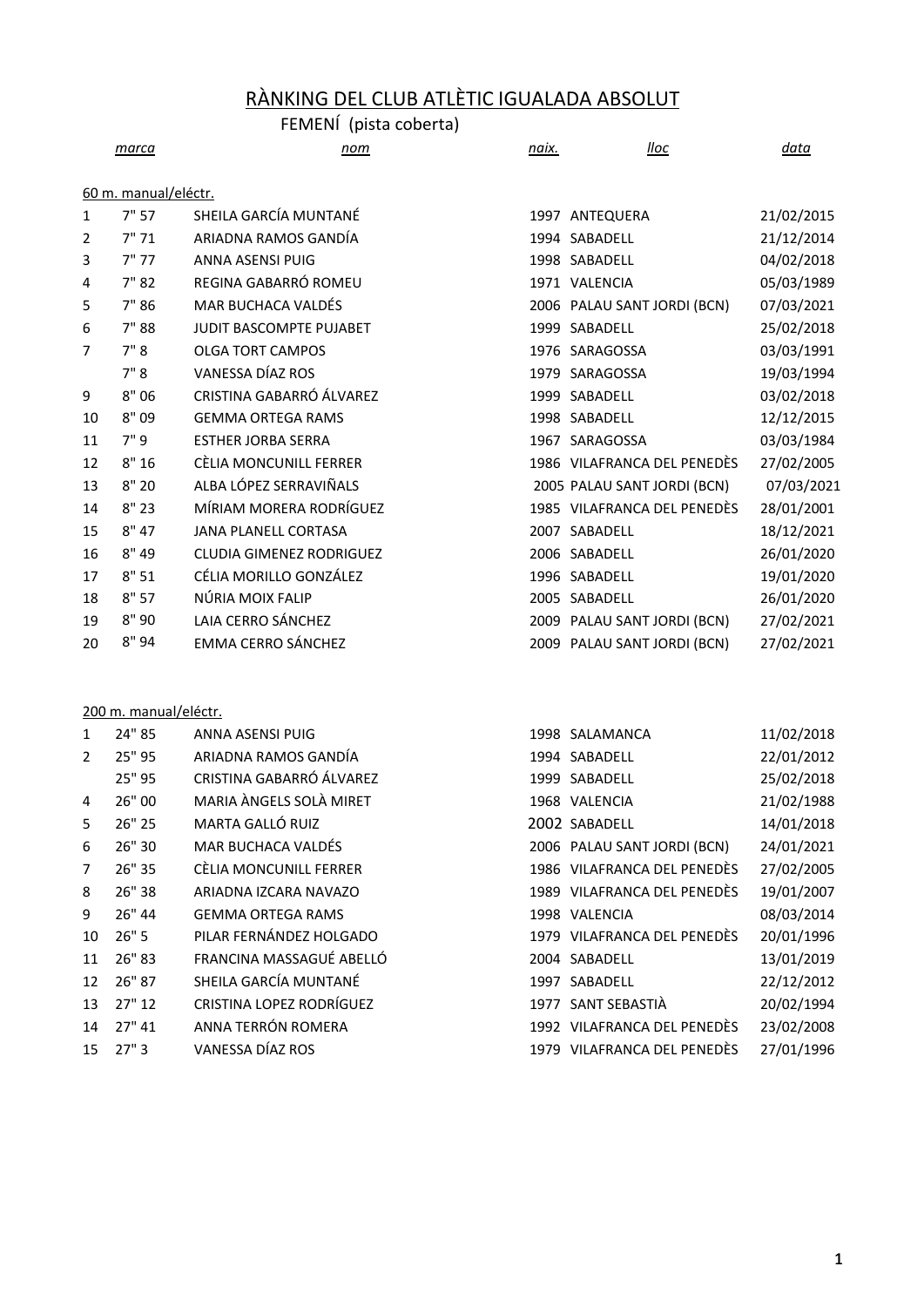# RÀNKING DEL CLUB ATLÈTIC IGUALADA ABSOLUT

## FEMENÍ (pista coberta)

### 60 m. manual/eléctr.

| | *marca* | *nom* | *naix.* | *lloc* | *data* |
|---|---|---|---|---|---|
| 1 | 7" 57 | SHEILA GARCÍA MUNTANÉ | 1997 | ANTEQUERA | 21/02/2015 |
| 2 | 7" 71 | ARIADNA RAMOS GANDÍA | 1994 | SABADELL | 21/12/2014 |
| 3 | 7" 77 | ANNA ASENSI PUIG | 1998 | SABADELL | 04/02/2018 |
| 4 | 7" 82 | REGINA GABARRÓ ROMEU | 1971 | VALENCIA | 05/03/1989 |
| 5 | 7" 86 | MAR BUCHACA VALDÉS | 2006 | PALAU SANT JORDI (BCN) | 07/03/2021 |
| 6 | 7" 88 | JUDIT BASCOMPTE PUJABET | 1999 | SABADELL | 25/02/2018 |
| 7 | 7" 8 | OLGA TORT CAMPOS | 1976 | SARAGOSSA | 03/03/1991 |
| | 7" 8 | VANESSA DÍAZ ROS | 1979 | SARAGOSSA | 19/03/1994 |
| 9 | 8" 06 | CRISTINA GABARRÓ ÁLVAREZ | 1999 | SABADELL | 03/02/2018 |
| 10 | 8" 09 | GEMMA ORTEGA RAMS | 1998 | SABADELL | 12/12/2015 |
| 11 | 7" 9 | ESTHER JORBA SERRA | 1967 | SARAGOSSA | 03/03/1984 |
| 12 | 8" 16 | CÈLIA MONCUNILL FERRER | 1986 | VILAFRANCA DEL PENEDÈS | 27/02/2005 |
| 13 | 8" 20 | ALBA LÓPEZ SERRAVIÑALS | 2005 | PALAU SANT JORDI (BCN) | 07/03/2021 |
| 14 | 8" 23 | MÍRIAM MORERA RODRÍGUEZ | 1985 | VILAFRANCA DEL PENEDÈS | 28/01/2001 |
| 15 | 8" 47 | JANA PLANELL CORTASA | 2007 | SABADELL | 18/12/2021 |
| 16 | 8" 49 | CLUDIA GIMENEZ RODRIGUEZ | 2006 | SABADELL | 26/01/2020 |
| 17 | 8" 51 | CÉLIA MORILLO GONZÁLEZ | 1996 | SABADELL | 19/01/2020 |
| 18 | 8" 57 | NÚRIA MOIX FALIP | 2005 | SABADELL | 26/01/2020 |
| 19 | 8" 90 | LAIA CERRO SÁNCHEZ | 2009 | PALAU SANT JORDI (BCN) | 27/02/2021 |
| 20 | 8" 94 | EMMA CERRO SÁNCHEZ | 2009 | PALAU SANT JORDI (BCN) | 27/02/2021 |

### 200 m. manual/eléctr.

| | *marca* | *nom* | *naix.* | *lloc* | *data* |
|---|---|---|---|---|---|
| 1 | 24" 85 | ANNA ASENSI PUIG | 1998 | SALAMANCA | 11/02/2018 |
| 2 | 25" 95 | ARIADNA RAMOS GANDÍA | 1994 | SABADELL | 22/01/2012 |
| | 25" 95 | CRISTINA GABARRÓ ÁLVAREZ | 1999 | SABADELL | 25/02/2018 |
| 4 | 26" 00 | MARIA ÀNGELS SOLÀ MIRET | 1968 | VALENCIA | 21/02/1988 |
| 5 | 26" 25 | MARTA GALLÓ RUIZ | 2002 | SABADELL | 14/01/2018 |
| 6 | 26" 30 | MAR BUCHACA VALDÉS | 2006 | PALAU SANT JORDI (BCN) | 24/01/2021 |
| 7 | 26" 35 | CÈLIA MONCUNILL FERRER | 1986 | VILAFRANCA DEL PENEDÈS | 27/02/2005 |
| 8 | 26" 38 | ARIADNA IZCARA NAVAZO | 1989 | VILAFRANCA DEL PENEDÈS | 19/01/2007 |
| 9 | 26" 44 | GEMMA ORTEGA RAMS | 1998 | VALENCIA | 08/03/2014 |
| 10 | 26" 5 | PILAR FERNÁNDEZ HOLGADO | 1979 | VILAFRANCA DEL PENEDÈS | 20/01/1996 |
| 11 | 26" 83 | FRANCINA MASSAGUÉ ABELLÓ | 2004 | SABADELL | 13/01/2019 |
| 12 | 26" 87 | SHEILA GARCÍA MUNTANÉ | 1997 | SABADELL | 22/12/2012 |
| 13 | 27" 12 | CRISTINA LOPEZ RODRÍGUEZ | 1977 | SANT SEBASTIÀ | 20/02/1994 |
| 14 | 27" 41 | ANNA TERRÓN ROMERA | 1992 | VILAFRANCA DEL PENEDÈS | 23/02/2008 |
| 15 | 27" 3 | VANESSA DÍAZ ROS | 1979 | VILAFRANCA DEL PENEDÈS | 27/01/1996 |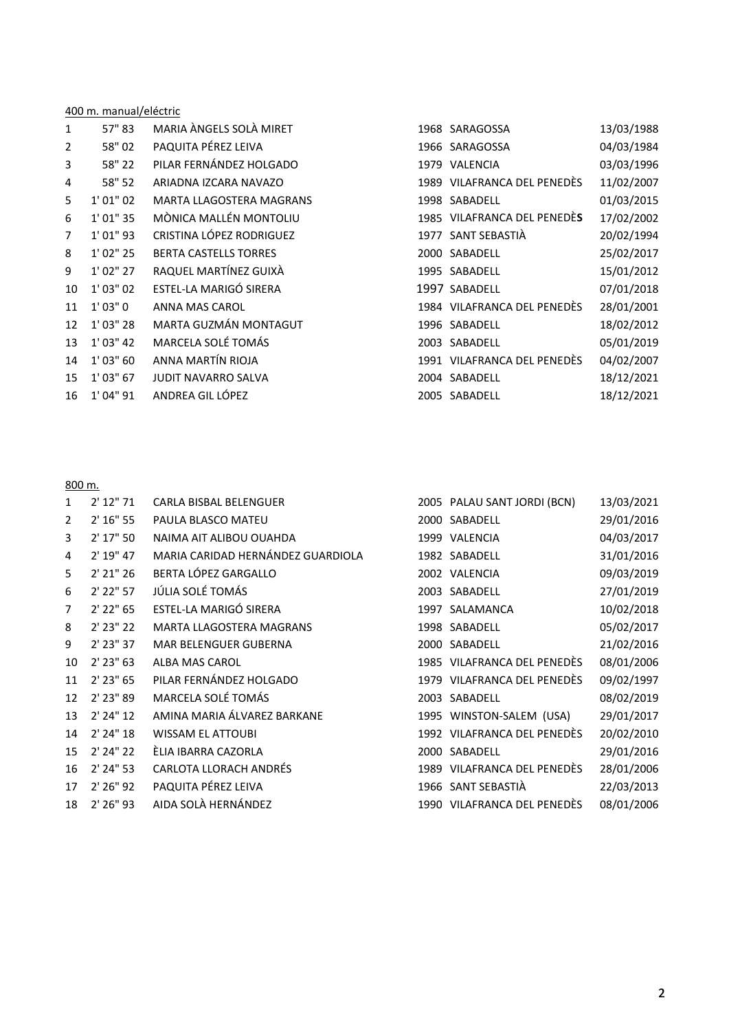400 m. manual/eléctric

| | | | | | |
|---|---|---|---|---|---|
| 1 | 57" 83 | MARIA ÀNGELS SOLÀ MIRET | 1968 | SARAGOSSA | 13/03/1988 |
| 2 | 58" 02 | PAQUITA PÉREZ LEIVA | 1966 | SARAGOSSA | 04/03/1984 |
| 3 | 58" 22 | PILAR FERNÁNDEZ HOLGADO | 1979 | VALENCIA | 03/03/1996 |
| 4 | 58" 52 | ARIADNA IZCARA NAVAZO | 1989 | VILAFRANCA DEL PENEDÈS | 11/02/2007 |
| 5 | 1' 01" 02 | MARTA LLAGOSTERA MAGRANS | 1998 | SABADELL | 01/03/2015 |
| 6 | 1' 01" 35 | MÒNICA MALLÉN MONTOLIU | 1985 | VILAFRANCA DEL PENEDÈ**S** | 17/02/2002 |
| 7 | 1' 01" 93 | CRISTINA LÓPEZ RODRIGUEZ | 1977 | SANT SEBASTIÀ | 20/02/1994 |
| 8 | 1' 02" 25 | BERTA CASTELLS TORRES | 2000 | SABADELL | 25/02/2017 |
| 9 | 1' 02" 27 | RAQUEL MARTÍNEZ GUIXÀ | 1995 | SABADELL | 15/01/2012 |
| 10 | 1' 03" 02 | ESTEL-LA MARIGÓ SIRERA | 1997 | SABADELL | 07/01/2018 |
| 11 | 1' 03" 0 | ANNA MAS CAROL | 1984 | VILAFRANCA DEL PENEDÈS | 28/01/2001 |
| 12 | 1' 03" 28 | MARTA GUZMÁN MONTAGUT | 1996 | SABADELL | 18/02/2012 |
| 13 | 1' 03" 42 | MARCELA SOLÉ TOMÁS | 2003 | SABADELL | 05/01/2019 |
| 14 | 1' 03" 60 | ANNA MARTÍN RIOJA | 1991 | VILAFRANCA DEL PENEDÈS | 04/02/2007 |
| 15 | 1' 03" 67 | JUDIT NAVARRO SALVA | 2004 | SABADELL | 18/12/2021 |
| 16 | 1' 04" 91 | ANDREA GIL LÓPEZ | 2005 | SABADELL | 18/12/2021 |

800 m.

| | | | | | |
|---|---|---|---|---|---|
| 1 | 2' 12" 71 | CARLA BISBAL BELENGUER | 2005 | PALAU SANT JORDI (BCN) | 13/03/2021 |
| 2 | 2' 16" 55 | PAULA BLASCO MATEU | 2000 | SABADELL | 29/01/2016 |
| 3 | 2' 17" 50 | NAIMA AIT ALIBOU OUAHDA | 1999 | VALENCIA | 04/03/2017 |
| 4 | 2' 19" 47 | MARIA CARIDAD HERNÁNDEZ GUARDIOLA | 1982 | SABADELL | 31/01/2016 |
| 5 | 2' 21" 26 | BERTA LÓPEZ GARGALLO | 2002 | VALENCIA | 09/03/2019 |
| 6 | 2' 22" 57 | JÚLIA SOLÉ TOMÁS | 2003 | SABADELL | 27/01/2019 |
| 7 | 2' 22" 65 | ESTEL-LA MARIGÓ SIRERA | 1997 | SALAMANCA | 10/02/2018 |
| 8 | 2' 23" 22 | MARTA LLAGOSTERA MAGRANS | 1998 | SABADELL | 05/02/2017 |
| 9 | 2' 23" 37 | MAR BELENGUER GUBERNA | 2000 | SABADELL | 21/02/2016 |
| 10 | 2' 23" 63 | ALBA MAS CAROL | 1985 | VILAFRANCA DEL PENEDÈS | 08/01/2006 |
| 11 | 2' 23" 65 | PILAR FERNÁNDEZ HOLGADO | 1979 | VILAFRANCA DEL PENEDÈS | 09/02/1997 |
| 12 | 2' 23" 89 | MARCELA SOLÉ TOMÁS | 2003 | SABADELL | 08/02/2019 |
| 13 | 2' 24" 12 | AMINA MARIA ÁLVAREZ BARKANE | 1995 | WINSTON-SALEM (USA) | 29/01/2017 |
| 14 | 2' 24" 18 | WISSAM EL ATTOUBI | 1992 | VILAFRANCA DEL PENEDÈS | 20/02/2010 |
| 15 | 2' 24" 22 | ÈLIA IBARRA CAZORLA | 2000 | SABADELL | 29/01/2016 |
| 16 | 2' 24" 53 | CARLOTA LLORACH ANDRÉS | 1989 | VILAFRANCA DEL PENEDÈS | 28/01/2006 |
| 17 | 2' 26" 92 | PAQUITA PÉREZ LEIVA | 1966 | SANT SEBASTIÀ | 22/03/2013 |
| 18 | 2' 26" 93 | AIDA SOLÀ HERNÁNDEZ | 1990 | VILAFRANCA DEL PENEDÈS | 08/01/2006 |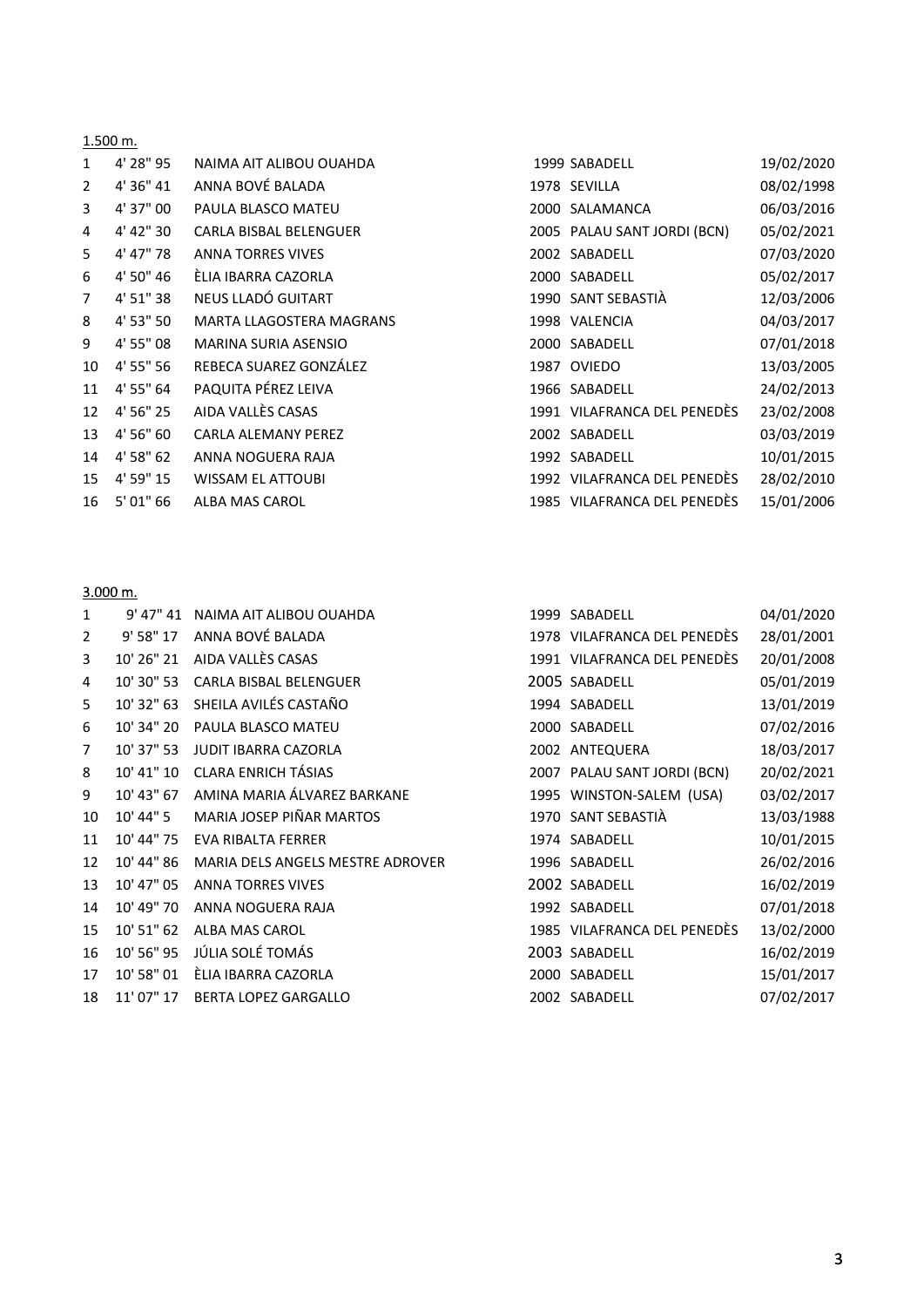<u>1.500 m.</u>

| | | | | | |
|---|---|---|---|---|---|
| 1 | 4' 28" 95 | NAIMA AIT ALIBOU OUAHDA | 1999 | SABADELL | 19/02/2020 |
| 2 | 4' 36" 41 | ANNA BOVÉ BALADA | 1978 | SEVILLA | 08/02/1998 |
| 3 | 4' 37" 00 | PAULA BLASCO MATEU | 2000 | SALAMANCA | 06/03/2016 |
| 4 | 4' 42" 30 | CARLA BISBAL BELENGUER | 2005 | PALAU SANT JORDI (BCN) | 05/02/2021 |
| 5 | 4' 47" 78 | ANNA TORRES VIVES | 2002 | SABADELL | 07/03/2020 |
| 6 | 4' 50" 46 | ÈLIA IBARRA CAZORLA | 2000 | SABADELL | 05/02/2017 |
| 7 | 4' 51" 38 | NEUS LLADÓ GUITART | 1990 | SANT SEBASTIÀ | 12/03/2006 |
| 8 | 4' 53" 50 | MARTA LLAGOSTERA MAGRANS | 1998 | VALENCIA | 04/03/2017 |
| 9 | 4' 55" 08 | MARINA SURIA ASENSIO | 2000 | SABADELL | 07/01/2018 |
| 10 | 4' 55" 56 | REBECA SUAREZ GONZÁLEZ | 1987 | OVIEDO | 13/03/2005 |
| 11 | 4' 55" 64 | PAQUITA PÉREZ LEIVA | 1966 | SABADELL | 24/02/2013 |
| 12 | 4' 56" 25 | AIDA VALLÈS CASAS | 1991 | VILAFRANCA DEL PENEDÈS | 23/02/2008 |
| 13 | 4' 56" 60 | CARLA ALEMANY PEREZ | 2002 | SABADELL | 03/03/2019 |
| 14 | 4' 58" 62 | ANNA NOGUERA RAJA | 1992 | SABADELL | 10/01/2015 |
| 15 | 4' 59" 15 | WISSAM EL ATTOUBI | 1992 | VILAFRANCA DEL PENEDÈS | 28/02/2010 |
| 16 | 5' 01" 66 | ALBA MAS CAROL | 1985 | VILAFRANCA DEL PENEDÈS | 15/01/2006 |

<u>3.000 m.</u>

| | | | | | |
|---|---|---|---|---|---|
| 1 | 9' 47" 41 | NAIMA AIT ALIBOU OUAHDA | 1999 | SABADELL | 04/01/2020 |
| 2 | 9' 58" 17 | ANNA BOVÉ BALADA | 1978 | VILAFRANCA DEL PENEDÈS | 28/01/2001 |
| 3 | 10' 26" 21 | AIDA VALLÈS CASAS | 1991 | VILAFRANCA DEL PENEDÈS | 20/01/2008 |
| 4 | 10' 30" 53 | CARLA BISBAL BELENGUER | 2005 | SABADELL | 05/01/2019 |
| 5 | 10' 32" 63 | SHEILA AVILÉS CASTAÑO | 1994 | SABADELL | 13/01/2019 |
| 6 | 10' 34" 20 | PAULA BLASCO MATEU | 2000 | SABADELL | 07/02/2016 |
| 7 | 10' 37" 53 | JUDIT IBARRA CAZORLA | 2002 | ANTEQUERA | 18/03/2017 |
| 8 | 10' 41" 10 | CLARA ENRICH TÁSIAS | 2007 | PALAU SANT JORDI (BCN) | 20/02/2021 |
| 9 | 10' 43" 67 | AMINA MARIA ÁLVAREZ BARKANE | 1995 | WINSTON-SALEM (USA) | 03/02/2017 |
| 10 | 10' 44" 5 | MARIA JOSEP PIÑAR MARTOS | 1970 | SANT SEBASTIÀ | 13/03/1988 |
| 11 | 10' 44" 75 | EVA RIBALTA FERRER | 1974 | SABADELL | 10/01/2015 |
| 12 | 10' 44" 86 | MARIA DELS ANGELS MESTRE ADROVER | 1996 | SABADELL | 26/02/2016 |
| 13 | 10' 47" 05 | ANNA TORRES VIVES | 2002 | SABADELL | 16/02/2019 |
| 14 | 10' 49" 70 | ANNA NOGUERA RAJA | 1992 | SABADELL | 07/01/2018 |
| 15 | 10' 51" 62 | ALBA MAS CAROL | 1985 | VILAFRANCA DEL PENEDÈS | 13/02/2000 |
| 16 | 10' 56" 95 | JÚLIA SOLÉ TOMÁS | 2003 | SABADELL | 16/02/2019 |
| 17 | 10' 58" 01 | ÈLIA IBARRA CAZORLA | 2000 | SABADELL | 15/01/2017 |
| 18 | 11' 07" 17 | BERTA LOPEZ GARGALLO | 2002 | SABADELL | 07/02/2017 |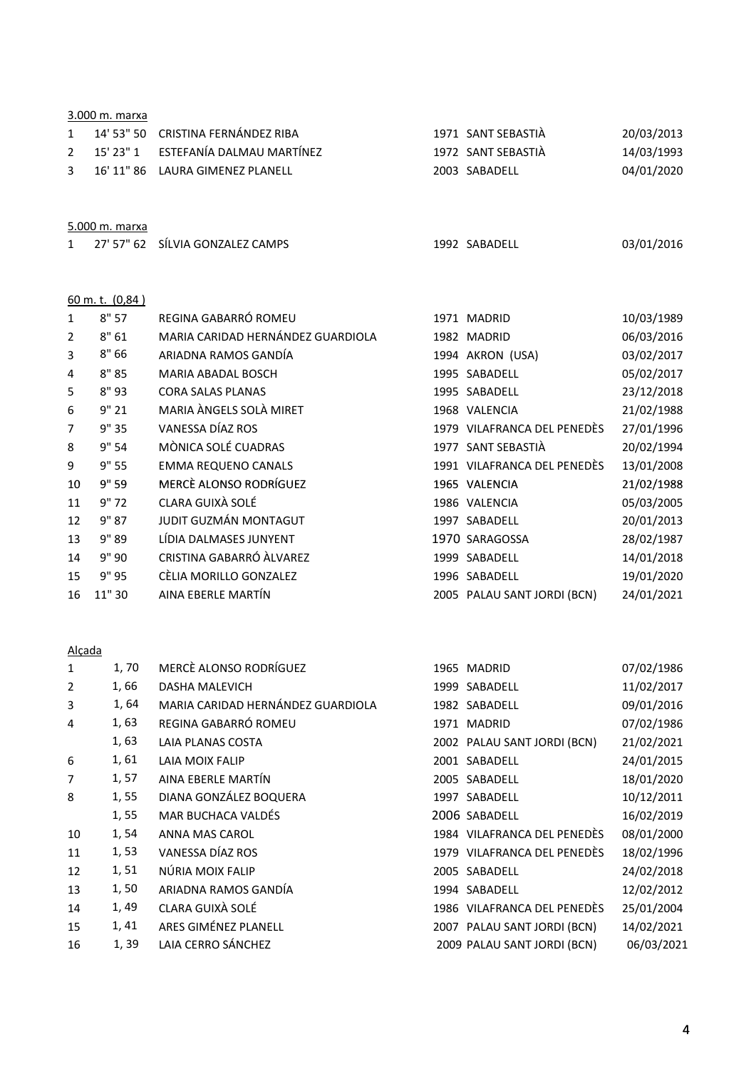<u>3.000 m. marxa</u>

| | | | | | |
|---|---|---|---|---|---|
| 1 | 14' 53" 50 | CRISTINA FERNÁNDEZ RIBA | 1971 | SANT SEBASTIÀ | 20/03/2013 |
| 2 | 15' 23" 1 | ESTEFANÍA DALMAU MARTÍNEZ | 1972 | SANT SEBASTIÀ | 14/03/1993 |
| 3 | 16' 11" 86 | LAURA GIMENEZ PLANELL | 2003 | SABADELL | 04/01/2020 |

<u>5.000 m. marxa</u>

| | | | | | |
|---|---|---|---|---|---|
| 1 | 27' 57" 62 | SÍLVIA GONZALEZ CAMPS | 1992 | SABADELL | 03/01/2016 |

<u>60 m. t. (0,84 )</u>

| | | | | | |
|---|---|---|---|---|---|
| 1 | 8" 57 | REGINA GABARRÓ ROMEU | 1971 | MADRID | 10/03/1989 |
| 2 | 8" 61 | MARIA CARIDAD HERNÁNDEZ GUARDIOLA | 1982 | MADRID | 06/03/2016 |
| 3 | 8" 66 | ARIADNA RAMOS GANDÍA | 1994 | AKRON (USA) | 03/02/2017 |
| 4 | 8" 85 | MARIA ABADAL BOSCH | 1995 | SABADELL | 05/02/2017 |
| 5 | 8" 93 | CORA SALAS PLANAS | 1995 | SABADELL | 23/12/2018 |
| 6 | 9" 21 | MARIA ÀNGELS SOLÀ MIRET | 1968 | VALENCIA | 21/02/1988 |
| 7 | 9" 35 | VANESSA DÍAZ ROS | 1979 | VILAFRANCA DEL PENEDÈS | 27/01/1996 |
| 8 | 9" 54 | MÒNICA SOLÉ CUADRAS | 1977 | SANT SEBASTIÀ | 20/02/1994 |
| 9 | 9" 55 | EMMA REQUENO CANALS | 1991 | VILAFRANCA DEL PENEDÈS | 13/01/2008 |
| 10 | 9" 59 | MERCÈ ALONSO RODRÍGUEZ | 1965 | VALENCIA | 21/02/1988 |
| 11 | 9" 72 | CLARA GUIXÀ SOLÉ | 1986 | VALENCIA | 05/03/2005 |
| 12 | 9" 87 | JUDIT GUZMÁN MONTAGUT | 1997 | SABADELL | 20/01/2013 |
| 13 | 9" 89 | LÍDIA DALMASES JUNYENT | 1970 | SARAGOSSA | 28/02/1987 |
| 14 | 9" 90 | CRISTINA GABARRÓ ÀLVAREZ | 1999 | SABADELL | 14/01/2018 |
| 15 | 9" 95 | CÈLIA MORILLO GONZALEZ | 1996 | SABADELL | 19/01/2020 |
| 16 | 11" 30 | AINA EBERLE MARTÍN | 2005 | PALAU SANT JORDI (BCN) | 24/01/2021 |

<u>Alçada</u>

| | | | | | |
|---|---|---|---|---|---|
| 1 | 1, 70 | MERCÈ ALONSO RODRÍGUEZ | 1965 | MADRID | 07/02/1986 |
| 2 | 1, 66 | DASHA MALEVICH | 1999 | SABADELL | 11/02/2017 |
| 3 | 1, 64 | MARIA CARIDAD HERNÁNDEZ GUARDIOLA | 1982 | SABADELL | 09/01/2016 |
| 4 | 1, 63 | REGINA GABARRÓ ROMEU | 1971 | MADRID | 07/02/1986 |
| | 1, 63 | LAIA PLANAS COSTA | 2002 | PALAU SANT JORDI (BCN) | 21/02/2021 |
| 6 | 1, 61 | LAIA MOIX FALIP | 2001 | SABADELL | 24/01/2015 |
| 7 | 1, 57 | AINA EBERLE MARTÍN | 2005 | SABADELL | 18/01/2020 |
| 8 | 1, 55 | DIANA GONZÁLEZ BOQUERA | 1997 | SABADELL | 10/12/2011 |
| | 1, 55 | MAR BUCHACA VALDÉS | 2006 | SABADELL | 16/02/2019 |
| 10 | 1, 54 | ANNA MAS CAROL | 1984 | VILAFRANCA DEL PENEDÈS | 08/01/2000 |
| 11 | 1, 53 | VANESSA DÍAZ ROS | 1979 | VILAFRANCA DEL PENEDÈS | 18/02/1996 |
| 12 | 1, 51 | NÚRIA MOIX FALIP | 2005 | SABADELL | 24/02/2018 |
| 13 | 1, 50 | ARIADNA RAMOS GANDÍA | 1994 | SABADELL | 12/02/2012 |
| 14 | 1, 49 | CLARA GUIXÀ SOLÉ | 1986 | VILAFRANCA DEL PENEDÈS | 25/01/2004 |
| 15 | 1, 41 | ARES GIMÉNEZ PLANELL | 2007 | PALAU SANT JORDI (BCN) | 14/02/2021 |
| 16 | 1, 39 | LAIA CERRO SÁNCHEZ | 2009 | PALAU SANT JORDI (BCN) | 06/03/2021 |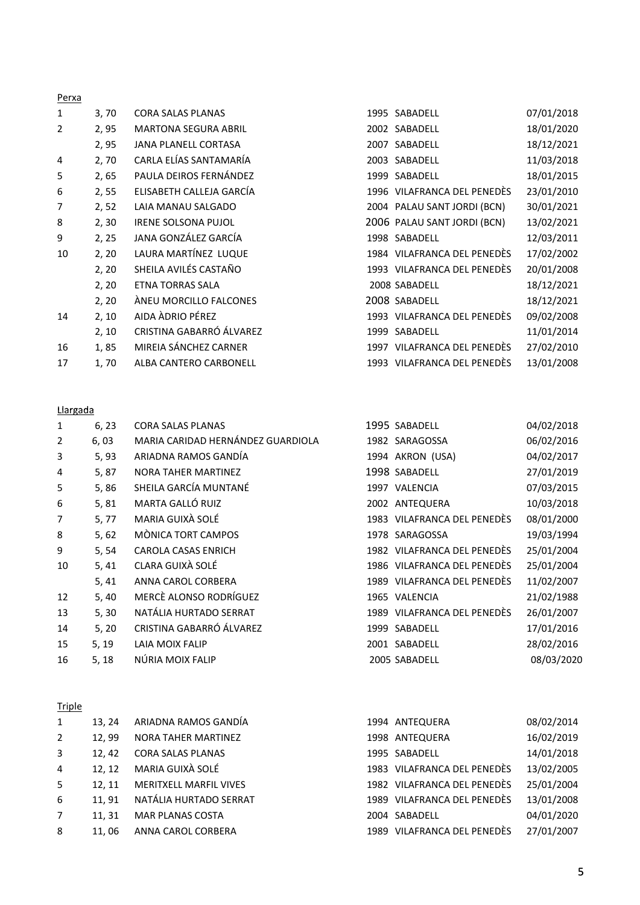<u>Perxa</u>

| | | | | | |
|---|---|---|---|---|---|
| 1 | 3, 70 | CORA SALAS PLANAS | 1995 | SABADELL | 07/01/2018 |
| 2 | 2, 95 | MARTONA SEGURA ABRIL | 2002 | SABADELL | 18/01/2020 |
| | 2, 95 | JANA PLANELL CORTASA | 2007 | SABADELL | 18/12/2021 |
| 4 | 2, 70 | CARLA ELÍAS SANTAMARÍA | 2003 | SABADELL | 11/03/2018 |
| 5 | 2, 65 | PAULA DEIROS FERNÁNDEZ | 1999 | SABADELL | 18/01/2015 |
| 6 | 2, 55 | ELISABETH CALLEJA GARCÍA | 1996 | VILAFRANCA DEL PENEDÈS | 23/01/2010 |
| 7 | 2, 52 | LAIA MANAU SALGADO | 2004 | PALAU SANT JORDI (BCN) | 30/01/2021 |
| 8 | 2, 30 | IRENE SOLSONA PUJOL | 2006 | PALAU SANT JORDI (BCN) | 13/02/2021 |
| 9 | 2, 25 | JANA GONZÁLEZ GARCÍA | 1998 | SABADELL | 12/03/2011 |
| 10 | 2, 20 | LAURA MARTÍNEZ LUQUE | 1984 | VILAFRANCA DEL PENEDÈS | 17/02/2002 |
| | 2, 20 | SHEILA AVILÉS CASTAÑO | 1993 | VILAFRANCA DEL PENEDÈS | 20/01/2008 |
| | 2, 20 | ETNA TORRAS SALA | 2008 | SABADELL | 18/12/2021 |
| | 2, 20 | ÀNEU MORCILLO FALCONES | 2008 | SABADELL | 18/12/2021 |
| 14 | 2, 10 | AIDA ÀDRIO PÉREZ | 1993 | VILAFRANCA DEL PENEDÈS | 09/02/2008 |
| | 2, 10 | CRISTINA GABARRÓ ÁLVAREZ | 1999 | SABADELL | 11/01/2014 |
| 16 | 1, 85 | MIREIA SÁNCHEZ CARNER | 1997 | VILAFRANCA DEL PENEDÈS | 27/02/2010 |
| 17 | 1, 70 | ALBA CANTERO CARBONELL | 1993 | VILAFRANCA DEL PENEDÈS | 13/01/2008 |

<u>Llargada</u>

| | | | | | |
|---|---|---|---|---|---|
| 1 | 6, 23 | CORA SALAS PLANAS | 1995 | SABADELL | 04/02/2018 |
| 2 | 6, 03 | MARIA CARIDAD HERNÁNDEZ GUARDIOLA | 1982 | SARAGOSSA | 06/02/2016 |
| 3 | 5, 93 | ARIADNA RAMOS GANDÍA | 1994 | AKRON (USA) | 04/02/2017 |
| 4 | 5, 87 | NORA TAHER MARTINEZ | 1998 | SABADELL | 27/01/2019 |
| 5 | 5, 86 | SHEILA GARCÍA MUNTANÉ | 1997 | VALENCIA | 07/03/2015 |
| 6 | 5, 81 | MARTA GALLÓ RUIZ | 2002 | ANTEQUERA | 10/03/2018 |
| 7 | 5, 77 | MARIA GUIXÀ SOLÉ | 1983 | VILAFRANCA DEL PENEDÈS | 08/01/2000 |
| 8 | 5, 62 | MÒNICA TORT CAMPOS | 1978 | SARAGOSSA | 19/03/1994 |
| 9 | 5, 54 | CAROLA CASAS ENRICH | 1982 | VILAFRANCA DEL PENEDÈS | 25/01/2004 |
| 10 | 5, 41 | CLARA GUIXÀ SOLÉ | 1986 | VILAFRANCA DEL PENEDÈS | 25/01/2004 |
| | 5, 41 | ANNA CAROL CORBERA | 1989 | VILAFRANCA DEL PENEDÈS | 11/02/2007 |
| 12 | 5, 40 | MERCÈ ALONSO RODRÍGUEZ | 1965 | VALENCIA | 21/02/1988 |
| 13 | 5, 30 | NATÁLIA HURTADO SERRAT | 1989 | VILAFRANCA DEL PENEDÈS | 26/01/2007 |
| 14 | 5, 20 | CRISTINA GABARRÓ ÁLVAREZ | 1999 | SABADELL | 17/01/2016 |
| 15 | 5, 19 | LAIA MOIX FALIP | 2001 | SABADELL | 28/02/2016 |
| 16 | 5, 18 | NÚRIA MOIX FALIP | 2005 | SABADELL | 08/03/2020 |

<u>Triple</u>

| | | | | | |
|---|---|---|---|---|---|
| 1 | 13, 24 | ARIADNA RAMOS GANDÍA | 1994 | ANTEQUERA | 08/02/2014 |
| 2 | 12, 99 | NORA TAHER MARTINEZ | 1998 | ANTEQUERA | 16/02/2019 |
| 3 | 12, 42 | CORA SALAS PLANAS | 1995 | SABADELL | 14/01/2018 |
| 4 | 12, 12 | MARIA GUIXÀ SOLÉ | 1983 | VILAFRANCA DEL PENEDÈS | 13/02/2005 |
| 5 | 12, 11 | MERITXELL MARFIL VIVES | 1982 | VILAFRANCA DEL PENEDÈS | 25/01/2004 |
| 6 | 11, 91 | NATÁLIA HURTADO SERRAT | 1989 | VILAFRANCA DEL PENEDÈS | 13/01/2008 |
| 7 | 11, 31 | MAR PLANAS COSTA | 2004 | SABADELL | 04/01/2020 |
| 8 | 11, 06 | ANNA CAROL CORBERA | 1989 | VILAFRANCA DEL PENEDÈS | 27/01/2007 |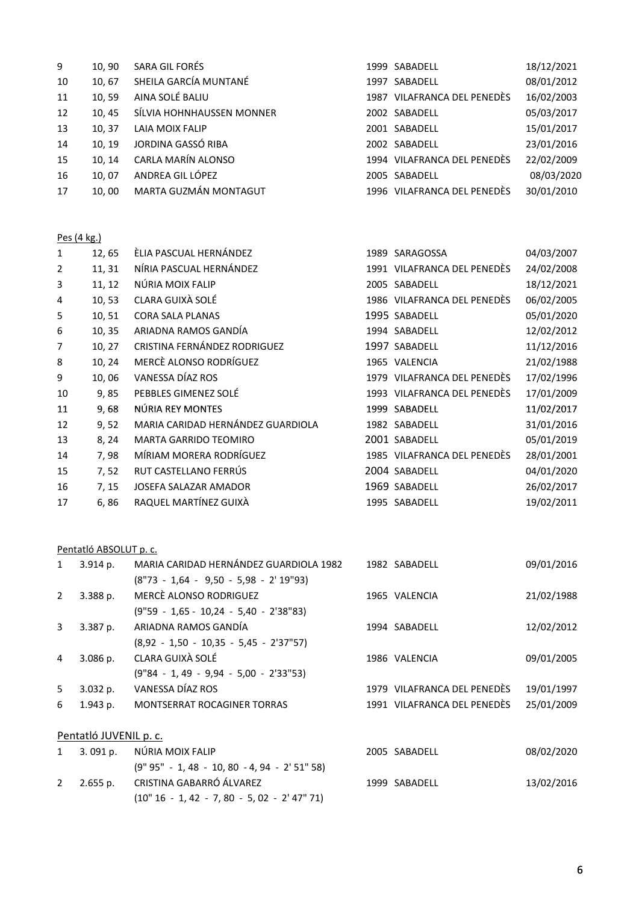| | | | | |
|---|---|---|---|---|
| 9 | 10, 90 | SARA GIL FORÉS | 1999 SABADELL | 18/12/2021 |
| 10 | 10, 67 | SHEILA GARCÍA MUNTANÉ | 1997 SABADELL | 08/01/2012 |
| 11 | 10, 59 | AINA SOLÉ BALIU | 1987 VILAFRANCA DEL PENEDÈS | 16/02/2003 |
| 12 | 10, 45 | SÍLVIA HOHNHAUSSEN MONNER | 2002 SABADELL | 05/03/2017 |
| 13 | 10, 37 | LAIA MOIX FALIP | 2001 SABADELL | 15/01/2017 |
| 14 | 10, 19 | JORDINA GASSÓ RIBA | 2002 SABADELL | 23/01/2016 |
| 15 | 10, 14 | CARLA MARÍN ALONSO | 1994 VILAFRANCA DEL PENEDÈS | 22/02/2009 |
| 16 | 10, 07 | ANDREA GIL LÓPEZ | 2005 SABADELL | 08/03/2020 |
| 17 | 10, 00 | MARTA GUZMÁN MONTAGUT | 1996 VILAFRANCA DEL PENEDÈS | 30/01/2010 |

<u>Pes (4 kg.)</u>

| | | | | |
|---|---|---|---|---|
| 1 | 12, 65 | ÈLIA PASCUAL HERNÁNDEZ | 1989 SARAGOSSA | 04/03/2007 |
| 2 | 11, 31 | NÍRIA PASCUAL HERNÁNDEZ | 1991 VILAFRANCA DEL PENEDÈS | 24/02/2008 |
| 3 | 11, 12 | NÚRIA MOIX FALIP | 2005 SABADELL | 18/12/2021 |
| 4 | 10, 53 | CLARA GUIXÀ SOLÉ | 1986 VILAFRANCA DEL PENEDÈS | 06/02/2005 |
| 5 | 10, 51 | CORA SALA PLANAS | 1995 SABADELL | 05/01/2020 |
| 6 | 10, 35 | ARIADNA RAMOS GANDÍA | 1994 SABADELL | 12/02/2012 |
| 7 | 10, 27 | CRISTINA FERNÁNDEZ RODRIGUEZ | 1997 SABADELL | 11/12/2016 |
| 8 | 10, 24 | MERCÈ ALONSO RODRÍGUEZ | 1965 VALENCIA | 21/02/1988 |
| 9 | 10, 06 | VANESSA DÍAZ ROS | 1979 VILAFRANCA DEL PENEDÈS | 17/02/1996 |
| 10 | 9, 85 | PEBBLES GIMENEZ SOLÉ | 1993 VILAFRANCA DEL PENEDÈS | 17/01/2009 |
| 11 | 9, 68 | NÚRIA REY MONTES | 1999 SABADELL | 11/02/2017 |
| 12 | 9, 52 | MARIA CARIDAD HERNÁNDEZ GUARDIOLA | 1982 SABADELL | 31/01/2016 |
| 13 | 8, 24 | MARTA GARRIDO TEOMIRO | 2001 SABADELL | 05/01/2019 |
| 14 | 7, 98 | MÍRIAM MORERA RODRÍGUEZ | 1985 VILAFRANCA DEL PENEDÈS | 28/01/2001 |
| 15 | 7, 52 | RUT CASTELLANO FERRÚS | 2004 SABADELL | 04/01/2020 |
| 16 | 7, 15 | JOSEFA SALAZAR AMADOR | 1969 SABADELL | 26/02/2017 |
| 17 | 6, 86 | RAQUEL MARTÍNEZ GUIXÀ | 1995 SABADELL | 19/02/2011 |

<u>Pentatló ABSOLUT p. c.</u>

| | | | | |
|---|---|---|---|---|
| 1 | 3.914 p. | MARIA CARIDAD HERNÁNDEZ GUARDIOLA 1982<br>(8"73 - 1,64 - 9,50 - 5,98 - 2' 19"93) | 1982 SABADELL | 09/01/2016 |
| 2 | 3.388 p. | MERCÈ ALONSO RODRIGUEZ<br>(9"59 - 1,65 - 10,24 - 5,40 - 2'38"83) | 1965 VALENCIA | 21/02/1988 |
| 3 | 3.387 p. | ARIADNA RAMOS GANDÍA<br>(8,92 - 1,50 - 10,35 - 5,45 - 2'37"57) | 1994 SABADELL | 12/02/2012 |
| 4 | 3.086 p. | CLARA GUIXÀ SOLÉ<br>(9"84 - 1, 49 - 9,94 - 5,00 - 2'33"53) | 1986 VALENCIA | 09/01/2005 |
| 5 | 3.032 p. | VANESSA DÍAZ ROS | 1979 VILAFRANCA DEL PENEDÈS | 19/01/1997 |
| 6 | 1.943 p. | MONTSERRAT ROCAGINER TORRAS | 1991 VILAFRANCA DEL PENEDÈS | 25/01/2009 |

<u>Pentatló JUVENIL p. c.</u>

| | | | | |
|---|---|---|---|---|
| 1 | 3. 091 p. | NÚRIA MOIX FALIP<br>(9" 95" - 1, 48 - 10, 80 - 4, 94 - 2' 51" 58) | 2005 SABADELL | 08/02/2020 |
| 2 | 2.655 p. | CRISTINA GABARRÓ ÁLVAREZ<br>(10" 16 - 1, 42 - 7, 80 - 5, 02 - 2' 47" 71) | 1999 SABADELL | 13/02/2016 |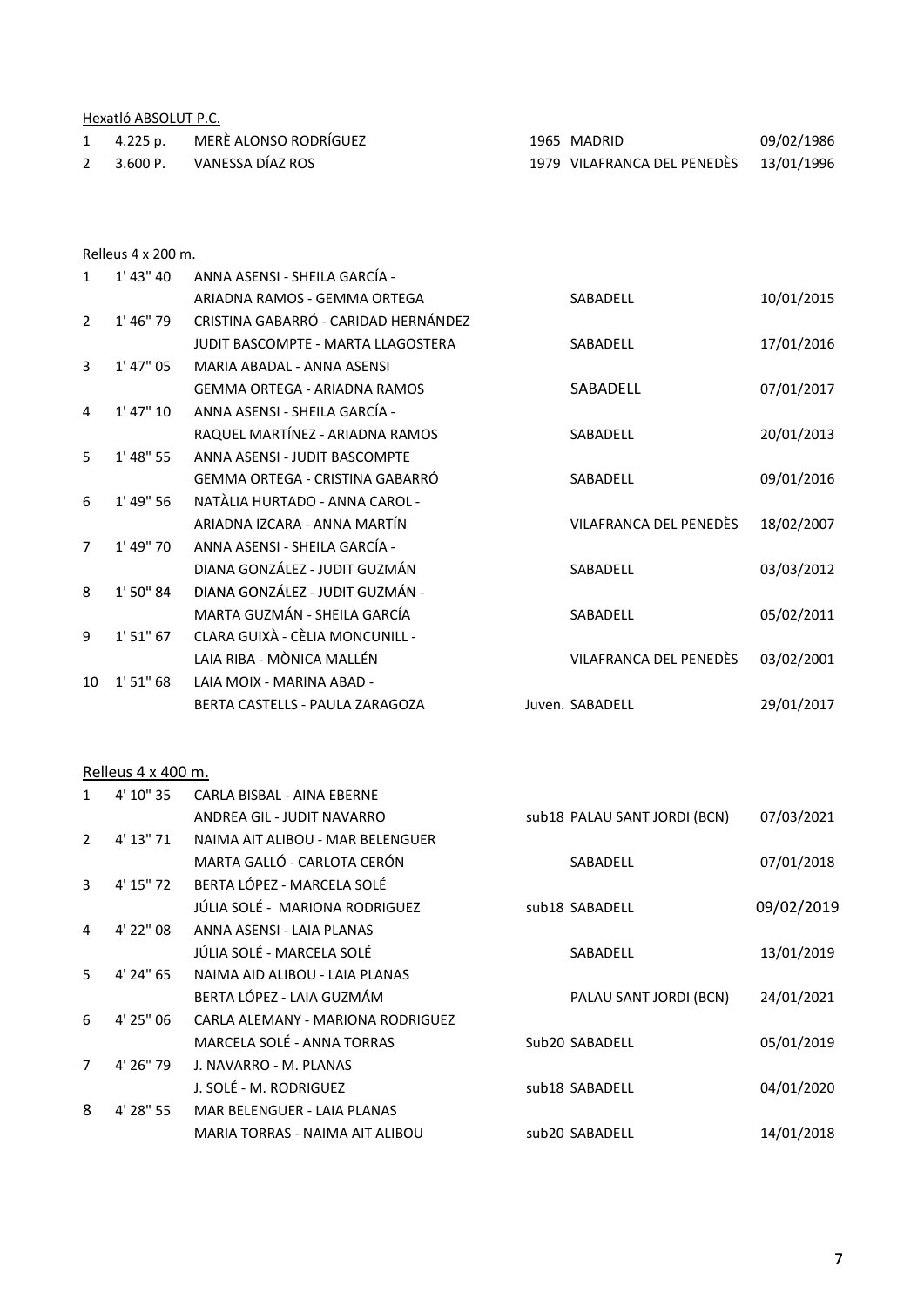Hexatló ABSOLUT P.C.

| | | | | | |
|---|---|---|---|---|---|
| 1 | 4.225 p. | MERÈ ALONSO RODRÍGUEZ | 1965 | MADRID | 09/02/1986 |
| 2 | 3.600 P. | VANESSA DÍAZ ROS | 1979 | VILAFRANCA DEL PENEDÈS | 13/01/1996 |

Relleus 4 x 200 m.

| | | | | |
|---|---|---|---|---|
| 1 | 1' 43" 40 | ANNA ASENSI - SHEILA GARCÍA - ARIADNA RAMOS - GEMMA ORTEGA | SABADELL | 10/01/2015 |
| 2 | 1' 46" 79 | CRISTINA GABARRÓ - CARIDAD HERNÁNDEZ JUDIT BASCOMPTE - MARTA LLAGOSTERA | SABADELL | 17/01/2016 |
| 3 | 1' 47" 05 | MARIA ABADAL - ANNA ASENSI GEMMA ORTEGA - ARIADNA RAMOS | SABADELL | 07/01/2017 |
| 4 | 1' 47" 10 | ANNA ASENSI - SHEILA GARCÍA - RAQUEL MARTÍNEZ - ARIADNA RAMOS | SABADELL | 20/01/2013 |
| 5 | 1' 48" 55 | ANNA ASENSI - JUDIT BASCOMPTE GEMMA ORTEGA - CRISTINA GABARRÓ | SABADELL | 09/01/2016 |
| 6 | 1' 49" 56 | NATÀLIA HURTADO - ANNA CAROL - ARIADNA IZCARA - ANNA MARTÍN | VILAFRANCA DEL PENEDÈS | 18/02/2007 |
| 7 | 1' 49" 70 | ANNA ASENSI - SHEILA GARCÍA - DIANA GONZÁLEZ - JUDIT GUZMÁN | SABADELL | 03/03/2012 |
| 8 | 1' 50" 84 | DIANA GONZÁLEZ - JUDIT GUZMÁN - MARTA GUZMÁN - SHEILA GARCÍA | SABADELL | 05/02/2011 |
| 9 | 1' 51" 67 | CLARA GUIXÀ - CÈLIA MONCUNILL - LAIA RIBA - MÒNICA MALLÉN | VILAFRANCA DEL PENEDÈS | 03/02/2001 |
| 10 | 1' 51" 68 | LAIA MOIX - MARINA ABAD - BERTA CASTELLS - PAULA ZARAGOZA | Juven. SABADELL | 29/01/2017 |

Relleus 4 x 400 m.

| | | | | |
|---|---|---|---|---|
| 1 | 4' 10" 35 | CARLA BISBAL - AINA EBERNE ANDREA GIL - JUDIT NAVARRO | sub18 PALAU SANT JORDI (BCN) | 07/03/2021 |
| 2 | 4' 13" 71 | NAIMA AIT ALIBOU - MAR BELENGUER MARTA GALLÓ - CARLOTA CERÓN | SABADELL | 07/01/2018 |
| 3 | 4' 15" 72 | BERTA LÓPEZ - MARCELA SOLÉ JÚLIA SOLÉ - MARIONA RODRIGUEZ | sub18 SABADELL | 09/02/2019 |
| 4 | 4' 22" 08 | ANNA ASENSI - LAIA PLANAS JÚLIA SOLÉ - MARCELA SOLÉ | SABADELL | 13/01/2019 |
| 5 | 4' 24" 65 | NAIMA AID ALIBOU - LAIA PLANAS BERTA LÓPEZ - LAIA GUZMÁM | PALAU SANT JORDI (BCN) | 24/01/2021 |
| 6 | 4' 25" 06 | CARLA ALEMANY - MARIONA RODRIGUEZ MARCELA SOLÉ - ANNA TORRAS | Sub20 SABADELL | 05/01/2019 |
| 7 | 4' 26" 79 | J. NAVARRO - M. PLANAS J. SOLÉ - M. RODRIGUEZ | sub18 SABADELL | 04/01/2020 |
| 8 | 4' 28" 55 | MAR BELENGUER - LAIA PLANAS MARIA TORRAS - NAIMA AIT ALIBOU | sub20 SABADELL | 14/01/2018 |